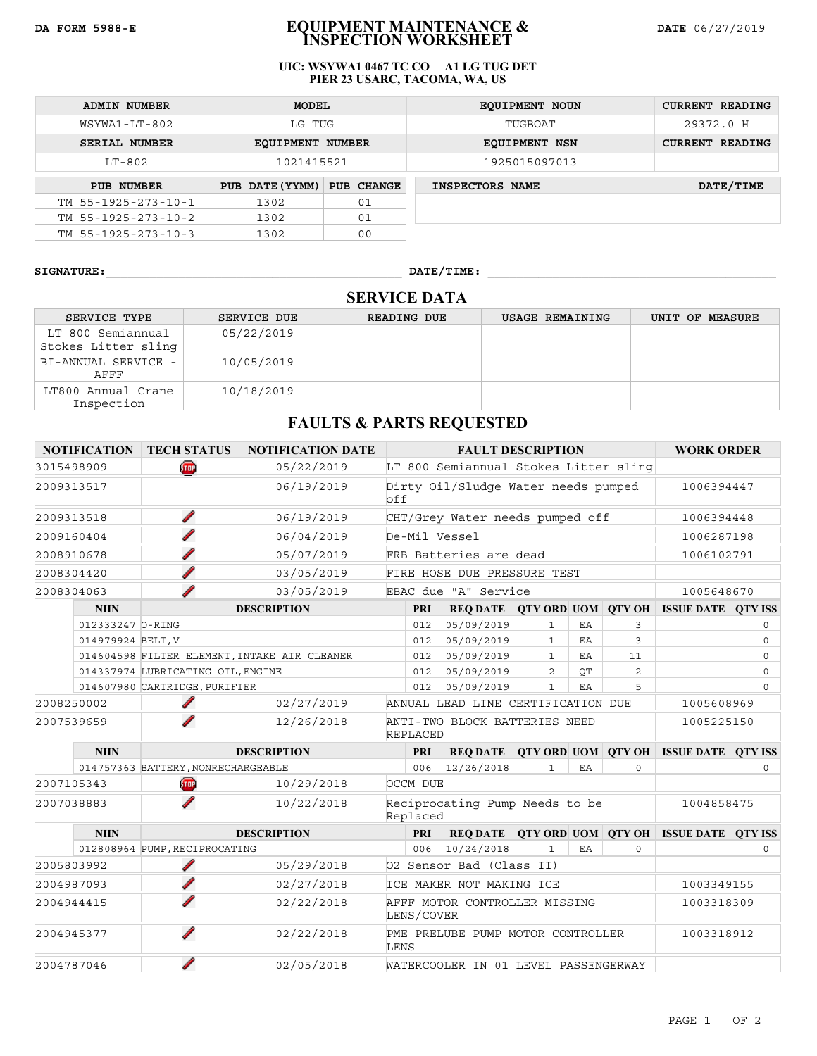DA FORM 5988-E

# EQUIPMENT MAINTENANCE & INSPECTION WORKSHEET

DATE 06/27/2019

**UIC: WSYWA1 0467 TC CO A1 LG TUG DET**
**PIER 23 USARC, TACOMA, WA, US**

| ADMIN NUMBER | MODEL | EQUIPMENT NOUN | CURRENT READING |
|---|---|---|---|
| WSYWA1-LT-802 | LG TUG | TUGBOAT | 29372.0 H |
| **SERIAL NUMBER** | **EQUIPMENT NUMBER** | **EQUIPMENT NSN** | **CURRENT READING** |
| LT-802 | 1021415521 | 1925015097013 | |

| PUB NUMBER | PUB DATE(YYMM) | PUB CHANGE |
|---|---|---|
| TM 55-1925-273-10-1 | 1302 | 01 |
| TM 55-1925-273-10-2 | 1302 | 01 |
| TM 55-1925-273-10-3 | 1302 | 00 |

| INSPECTORS NAME | DATE/TIME |
|---|---|
| | |

SIGNATURE:\_\_\_\_\_\_\_\_\_\_\_\_\_\_\_\_\_\_\_\_\_\_\_\_\_\_\_\_\_\_\_\_\_\_\_\_\_\_\_\_ DATE/TIME: \_\_\_\_\_\_\_\_\_\_\_\_\_\_\_\_\_\_\_\_\_\_\_\_\_\_\_\_\_\_\_\_\_\_\_\_\_\_\_\_

## SERVICE DATA

| SERVICE TYPE | SERVICE DUE | READING DUE | USAGE REMAINING | UNIT OF MEASURE |
|---|---|---|---|---|
| LT 800 Semiannual Stokes Litter sling | 05/22/2019 | | | |
| BI-ANNUAL SERVICE - AFFF | 10/05/2019 | | | |
| LT800 Annual Crane Inspection | 10/18/2019 | | | |

## FAULTS & PARTS REQUESTED

| NOTIFICATION | TECH STATUS | NOTIFICATION DATE | FAULT DESCRIPTION | WORK ORDER |
|---|---|---|---|---|
| 3015498909 | STOP | 05/22/2019 | LT 800 Semiannual Stokes Litter sling | |
| 2009313517 | | 06/19/2019 | Dirty Oil/Sludge Water needs pumped off | 1006394447 |
| 2009313518 | / | 06/19/2019 | CHT/Grey Water needs pumped off | 1006394448 |
| 2009160404 | / | 06/04/2019 | De-Mil Vessel | 1006287198 |
| 2008910678 | / | 05/07/2019 | FRB Batteries are dead | 1006102791 |
| 2008304420 | / | 03/05/2019 | FIRE HOSE DUE PRESSURE TEST | |
| 2008304063 | / | 03/05/2019 | EBAC due "A" Service | 1005648670 |

| NIIN | DESCRIPTION | PRI | REQ DATE | QTY ORD | UOM | QTY OH | ISSUE DATE | QTY ISS |
|---|---|---|---|---|---|---|---|---|
| 012333247 | O-RING | 012 | 05/09/2019 | 1 | EA | 3 | | 0 |
| 014979924 | BELT,V | 012 | 05/09/2019 | 1 | EA | 3 | | 0 |
| 014604598 | FILTER ELEMENT,INTAKE AIR CLEANER | 012 | 05/09/2019 | 1 | EA | 11 | | 0 |
| 014337974 | LUBRICATING OIL,ENGINE | 012 | 05/09/2019 | 2 | QT | 2 | | 0 |
| 014607980 | CARTRIDGE,PURIFIER | 012 | 05/09/2019 | 1 | EA | 5 | | 0 |

| NOTIFICATION | TECH STATUS | NOTIFICATION DATE | FAULT DESCRIPTION | WORK ORDER |
|---|---|---|---|---|
| 2008250002 | / | 02/27/2019 | ANNUAL LEAD LINE CERTIFICATION DUE | 1005608969 |
| 2007539659 | / | 12/26/2018 | ANTI-TWO BLOCK BATTERIES NEED REPLACED | 1005225150 |

| NIIN | DESCRIPTION | PRI | REQ DATE | QTY ORD | UOM | QTY OH | ISSUE DATE | QTY ISS |
|---|---|---|---|---|---|---|---|---|
| 014757363 | BATTERY,NONRECHARGEABLE | 006 | 12/26/2018 | 1 | EA | 0 | | 0 |

| NOTIFICATION | TECH STATUS | NOTIFICATION DATE | FAULT DESCRIPTION | WORK ORDER |
|---|---|---|---|---|
| 2007105343 | STOP | 10/29/2018 | OCCM DUE | |
| 2007038883 | / | 10/22/2018 | Reciprocating Pump Needs to be Replaced | 1004858475 |

| NIIN | DESCRIPTION | PRI | REQ DATE | QTY ORD | UOM | QTY OH | ISSUE DATE | QTY ISS |
|---|---|---|---|---|---|---|---|---|
| 012808964 | PUMP,RECIPROCATING | 006 | 10/24/2018 | 1 | EA | 0 | | 0 |

| NOTIFICATION | TECH STATUS | NOTIFICATION DATE | FAULT DESCRIPTION | WORK ORDER |
|---|---|---|---|---|
| 2005803992 | / | 05/29/2018 | O2 Sensor Bad (Class II) | |
| 2004987093 | / | 02/27/2018 | ICE MAKER NOT MAKING ICE | 1003349155 |
| 2004944415 | / | 02/22/2018 | AFFF MOTOR CONTROLLER MISSING LENS/COVER | 1003318309 |
| 2004945377 | / | 02/22/2018 | PME PRELUBE PUMP MOTOR CONTROLLER LENS | 1003318912 |
| 2004787046 | / | 02/05/2018 | WATERCOOLER IN 01 LEVEL PASSENGERWAY | |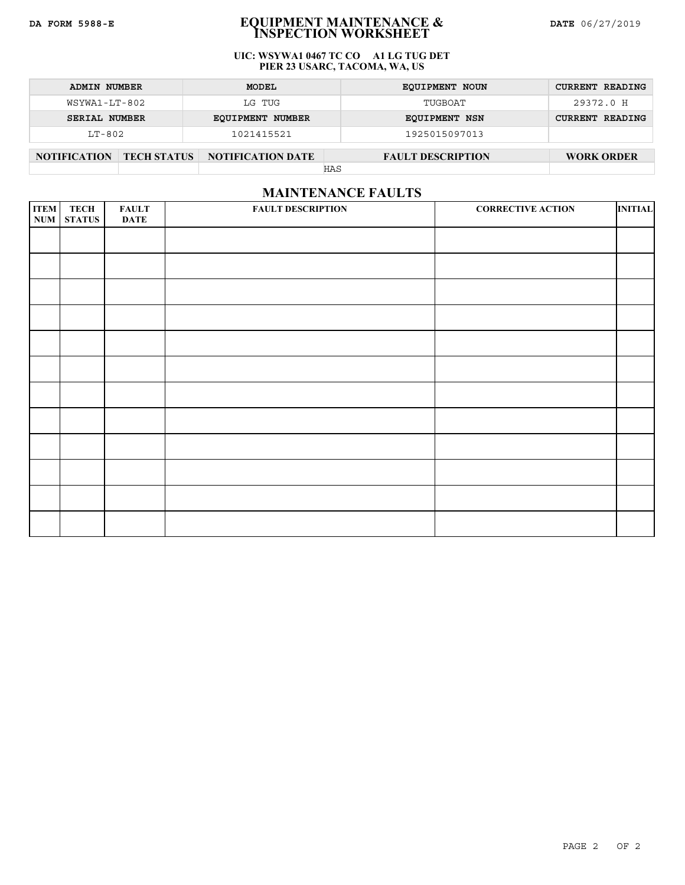DA FORM 5988-E

# EQUIPMENT MAINTENANCE & INSPECTION WORKSHEET

DATE 06/27/2019

**UIC: WSYWA1 0467 TC CO A1 LG TUG DET**
**PIER 23 USARC, TACOMA, WA, US**

| ADMIN NUMBER | MODEL | EQUIPMENT NOUN | CURRENT READING |
|---|---|---|---|
| WSYWA1-LT-802 | LG TUG | TUGBOAT | 29372.0 H |
| **SERIAL NUMBER** | **EQUIPMENT NUMBER** | **EQUIPMENT NSN** | **CURRENT READING** |
| LT-802 | 1021415521 | 1925015097013 | |

| NOTIFICATION | TECH STATUS | NOTIFICATION DATE | FAULT DESCRIPTION | WORK ORDER |
|---|---|---|---|---|
| | | | HAS | |

## MAINTENANCE FAULTS

| ITEM NUM | TECH STATUS | FAULT DATE | FAULT DESCRIPTION | CORRECTIVE ACTION | INITIAL |
|---|---|---|---|---|---|
| | | | | | |
| | | | | | |
| | | | | | |
| | | | | | |
| | | | | | |
| | | | | | |
| | | | | | |
| | | | | | |
| | | | | | |
| | | | | | |
| | | | | | |
| | | | | | |